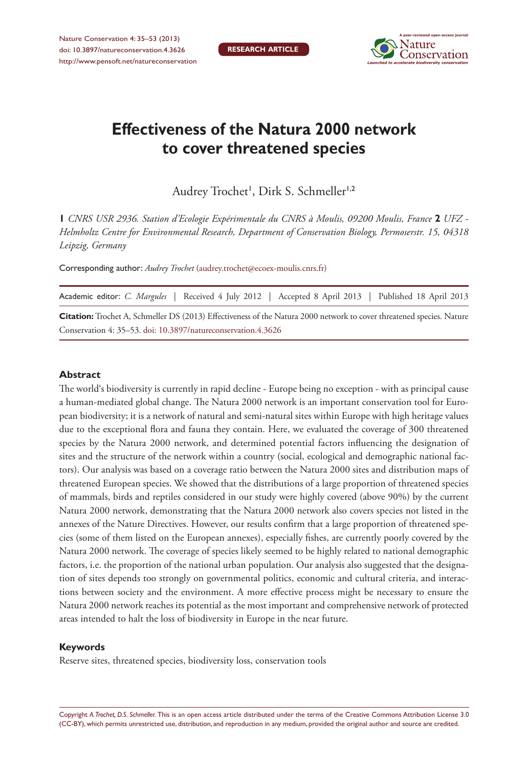RESEARCH ARTICLE

# Effectiveness of the Natura 2000 network to cover threatened species

Audrey Trochet[1], Dirk S. Schmeller[1,2]

**1** *CNRS USR 2936. Station d'Ecologie Expérimentale du CNRS à Moulis, 09200 Moulis, France* **2** *UFZ - Helmholtz Centre for Environmental Research, Department of Conservation Biology, Permoserstr. 15, 04318 Leipzig, Germany*

Corresponding author: *Audrey Trochet* (audrey.trochet@ecoex-moulis.cnrs.fr)

Academic editor: *C. Margules* | Received 4 July 2012 | Accepted 8 April 2013 | Published 18 April 2013

**Citation:** Trochet A, Schmeller DS (2013) Effectiveness of the Natura 2000 network to cover threatened species. Nature Conservation 4: 35–53. doi: 10.3897/natureconservation.4.3626

## Abstract

The world's biodiversity is currently in rapid decline - Europe being no exception - with as principal cause a human-mediated global change. The Natura 2000 network is an important conservation tool for European biodiversity; it is a network of natural and semi-natural sites within Europe with high heritage values due to the exceptional flora and fauna they contain. Here, we evaluated the coverage of 300 threatened species by the Natura 2000 network, and determined potential factors influencing the designation of sites and the structure of the network within a country (social, ecological and demographic national factors). Our analysis was based on a coverage ratio between the Natura 2000 sites and distribution maps of threatened European species. We showed that the distributions of a large proportion of threatened species of mammals, birds and reptiles considered in our study were highly covered (above 90%) by the current Natura 2000 network, demonstrating that the Natura 2000 network also covers species not listed in the annexes of the Nature Directives. However, our results confirm that a large proportion of threatened species (some of them listed on the European annexes), especially fishes, are currently poorly covered by the Natura 2000 network. The coverage of species likely seemed to be highly related to national demographic factors, i.e. the proportion of the national urban population. Our analysis also suggested that the designation of sites depends too strongly on governmental politics, economic and cultural criteria, and interactions between society and the environment. A more effective process might be necessary to ensure the Natura 2000 network reaches its potential as the most important and comprehensive network of protected areas intended to halt the loss of biodiversity in Europe in the near future.

## Keywords

Reserve sites, threatened species, biodiversity loss, conservation tools

Copyright *A. Trochet, D.S. Schmeller.* This is an open access article distributed under the terms of the Creative Commons Attribution License 3.0 (CC-BY), which permits unrestricted use, distribution, and reproduction in any medium, provided the original author and source are credited.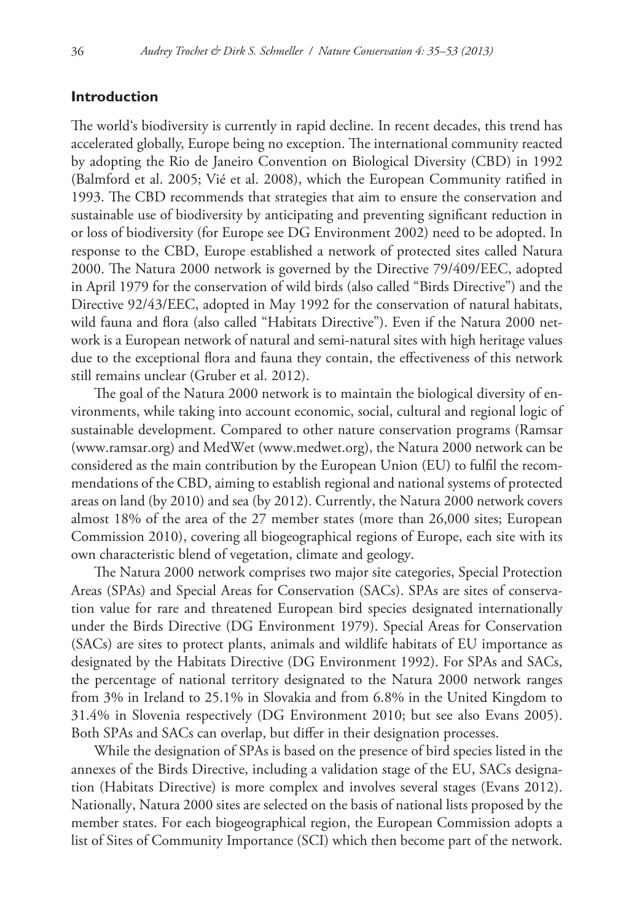## Introduction

The world's biodiversity is currently in rapid decline. In recent decades, this trend has accelerated globally, Europe being no exception. The international community reacted by adopting the Rio de Janeiro Convention on Biological Diversity (CBD) in 1992 (Balmford et al. 2005; Vié et al. 2008), which the European Community ratified in 1993. The CBD recommends that strategies that aim to ensure the conservation and sustainable use of biodiversity by anticipating and preventing significant reduction in or loss of biodiversity (for Europe see DG Environment 2002) need to be adopted. In response to the CBD, Europe established a network of protected sites called Natura 2000. The Natura 2000 network is governed by the Directive 79/409/EEC, adopted in April 1979 for the conservation of wild birds (also called "Birds Directive") and the Directive 92/43/EEC, adopted in May 1992 for the conservation of natural habitats, wild fauna and flora (also called "Habitats Directive"). Even if the Natura 2000 network is a European network of natural and semi-natural sites with high heritage values due to the exceptional flora and fauna they contain, the effectiveness of this network still remains unclear (Gruber et al. 2012).

The goal of the Natura 2000 network is to maintain the biological diversity of environments, while taking into account economic, social, cultural and regional logic of sustainable development. Compared to other nature conservation programs (Ramsar (www.ramsar.org) and MedWet (www.medwet.org), the Natura 2000 network can be considered as the main contribution by the European Union (EU) to fulfil the recommendations of the CBD, aiming to establish regional and national systems of protected areas on land (by 2010) and sea (by 2012). Currently, the Natura 2000 network covers almost 18% of the area of the 27 member states (more than 26,000 sites; European Commission 2010), covering all biogeographical regions of Europe, each site with its own characteristic blend of vegetation, climate and geology.

The Natura 2000 network comprises two major site categories, Special Protection Areas (SPAs) and Special Areas for Conservation (SACs). SPAs are sites of conservation value for rare and threatened European bird species designated internationally under the Birds Directive (DG Environment 1979). Special Areas for Conservation (SACs) are sites to protect plants, animals and wildlife habitats of EU importance as designated by the Habitats Directive (DG Environment 1992). For SPAs and SACs, the percentage of national territory designated to the Natura 2000 network ranges from 3% in Ireland to 25.1% in Slovakia and from 6.8% in the United Kingdom to 31.4% in Slovenia respectively (DG Environment 2010; but see also Evans 2005). Both SPAs and SACs can overlap, but differ in their designation processes.

While the designation of SPAs is based on the presence of bird species listed in the annexes of the Birds Directive, including a validation stage of the EU, SACs designation (Habitats Directive) is more complex and involves several stages (Evans 2012). Nationally, Natura 2000 sites are selected on the basis of national lists proposed by the member states. For each biogeographical region, the European Commission adopts a list of Sites of Community Importance (SCI) which then become part of the network.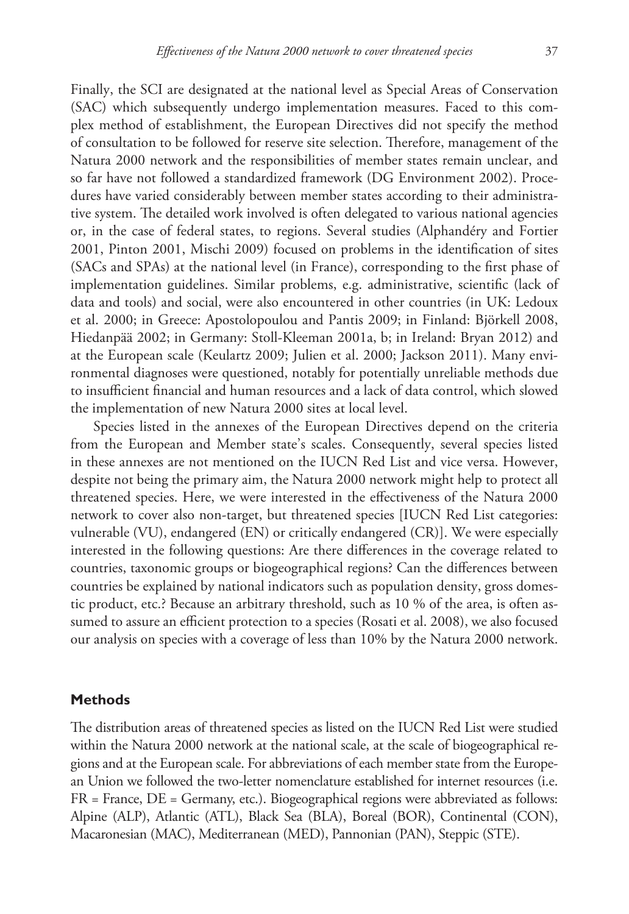Finally, the SCI are designated at the national level as Special Areas of Conservation (SAC) which subsequently undergo implementation measures. Faced to this complex method of establishment, the European Directives did not specify the method of consultation to be followed for reserve site selection. Therefore, management of the Natura 2000 network and the responsibilities of member states remain unclear, and so far have not followed a standardized framework (DG Environment 2002). Procedures have varied considerably between member states according to their administrative system. The detailed work involved is often delegated to various national agencies or, in the case of federal states, to regions. Several studies (Alphandéry and Fortier 2001, Pinton 2001, Mischi 2009) focused on problems in the identification of sites (SACs and SPAs) at the national level (in France), corresponding to the first phase of implementation guidelines. Similar problems, e.g. administrative, scientific (lack of data and tools) and social, were also encountered in other countries (in UK: Ledoux et al. 2000; in Greece: Apostolopoulou and Pantis 2009; in Finland: Björkell 2008, Hiedanpää 2002; in Germany: Stoll-Kleeman 2001a, b; in Ireland: Bryan 2012) and at the European scale (Keulartz 2009; Julien et al. 2000; Jackson 2011). Many environmental diagnoses were questioned, notably for potentially unreliable methods due to insufficient financial and human resources and a lack of data control, which slowed the implementation of new Natura 2000 sites at local level.

Species listed in the annexes of the European Directives depend on the criteria from the European and Member state's scales. Consequently, several species listed in these annexes are not mentioned on the IUCN Red List and vice versa. However, despite not being the primary aim, the Natura 2000 network might help to protect all threatened species. Here, we were interested in the effectiveness of the Natura 2000 network to cover also non-target, but threatened species [IUCN Red List categories: vulnerable (VU), endangered (EN) or critically endangered (CR)]. We were especially interested in the following questions: Are there differences in the coverage related to countries, taxonomic groups or biogeographical regions? Can the differences between countries be explained by national indicators such as population density, gross domestic product, etc.? Because an arbitrary threshold, such as 10 % of the area, is often assumed to assure an efficient protection to a species (Rosati et al. 2008), we also focused our analysis on species with a coverage of less than 10% by the Natura 2000 network.

## Methods

The distribution areas of threatened species as listed on the IUCN Red List were studied within the Natura 2000 network at the national scale, at the scale of biogeographical regions and at the European scale. For abbreviations of each member state from the European Union we followed the two-letter nomenclature established for internet resources (i.e. FR = France, DE = Germany, etc.). Biogeographical regions were abbreviated as follows: Alpine (ALP), Atlantic (ATL), Black Sea (BLA), Boreal (BOR), Continental (CON), Macaronesian (MAC), Mediterranean (MED), Pannonian (PAN), Steppic (STE).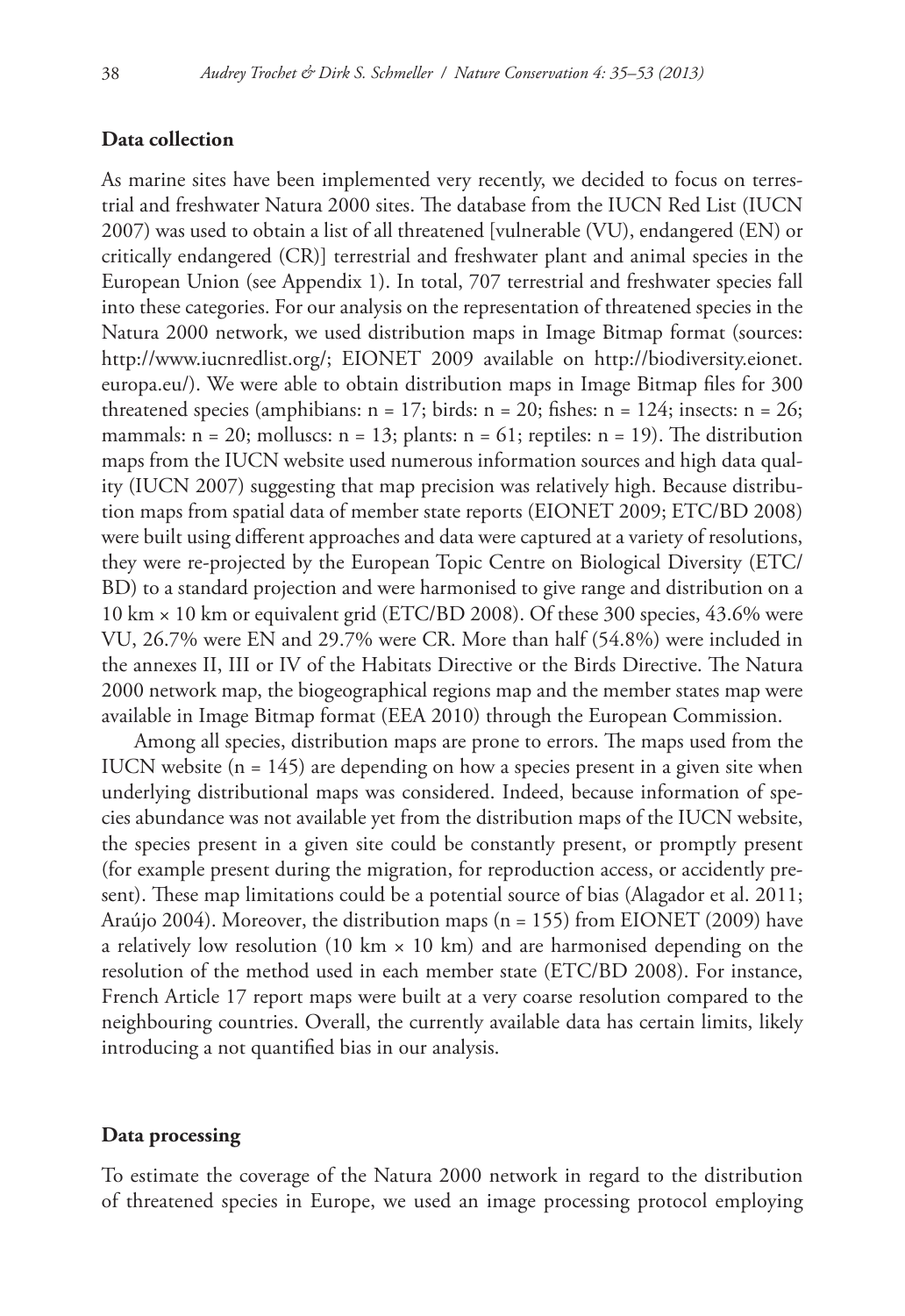## Data collection

As marine sites have been implemented very recently, we decided to focus on terrestrial and freshwater Natura 2000 sites. The database from the IUCN Red List (IUCN 2007) was used to obtain a list of all threatened [vulnerable (VU), endangered (EN) or critically endangered (CR)] terrestrial and freshwater plant and animal species in the European Union (see Appendix 1). In total, 707 terrestrial and freshwater species fall into these categories. For our analysis on the representation of threatened species in the Natura 2000 network, we used distribution maps in Image Bitmap format (sources: http://www.iucnredlist.org/; EIONET 2009 available on http://biodiversity.eionet.europa.eu/). We were able to obtain distribution maps in Image Bitmap files for 300 threatened species (amphibians: n = 17; birds: n = 20; fishes: n = 124; insects: n = 26; mammals: n = 20; molluscs: n = 13; plants: n = 61; reptiles: n = 19). The distribution maps from the IUCN website used numerous information sources and high data quality (IUCN 2007) suggesting that map precision was relatively high. Because distribution maps from spatial data of member state reports (EIONET 2009; ETC/BD 2008) were built using different approaches and data were captured at a variety of resolutions, they were re-projected by the European Topic Centre on Biological Diversity (ETC/BD) to a standard projection and were harmonised to give range and distribution on a 10 km × 10 km or equivalent grid (ETC/BD 2008). Of these 300 species, 43.6% were VU, 26.7% were EN and 29.7% were CR. More than half (54.8%) were included in the annexes II, III or IV of the Habitats Directive or the Birds Directive. The Natura 2000 network map, the biogeographical regions map and the member states map were available in Image Bitmap format (EEA 2010) through the European Commission.

Among all species, distribution maps are prone to errors. The maps used from the IUCN website (n = 145) are depending on how a species present in a given site when underlying distributional maps was considered. Indeed, because information of species abundance was not available yet from the distribution maps of the IUCN website, the species present in a given site could be constantly present, or promptly present (for example present during the migration, for reproduction access, or accidently present). These map limitations could be a potential source of bias (Alagador et al. 2011; Araújo 2004). Moreover, the distribution maps (n = 155) from EIONET (2009) have a relatively low resolution (10 km × 10 km) and are harmonised depending on the resolution of the method used in each member state (ETC/BD 2008). For instance, French Article 17 report maps were built at a very coarse resolution compared to the neighbouring countries. Overall, the currently available data has certain limits, likely introducing a not quantified bias in our analysis.

## Data processing

To estimate the coverage of the Natura 2000 network in regard to the distribution of threatened species in Europe, we used an image processing protocol employing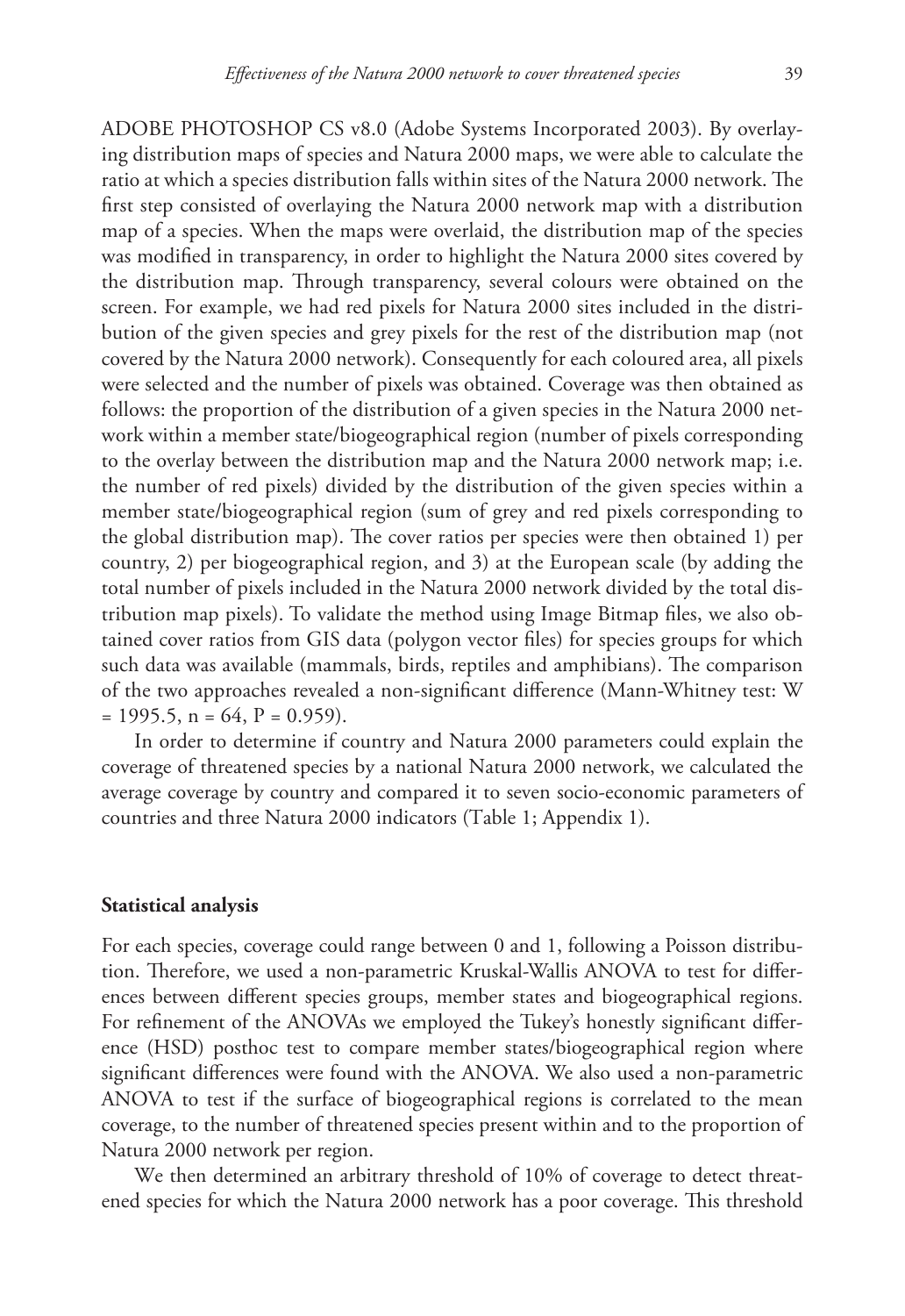ADOBE PHOTOSHOP CS v8.0 (Adobe Systems Incorporated 2003). By overlaying distribution maps of species and Natura 2000 maps, we were able to calculate the ratio at which a species distribution falls within sites of the Natura 2000 network. The first step consisted of overlaying the Natura 2000 network map with a distribution map of a species. When the maps were overlaid, the distribution map of the species was modified in transparency, in order to highlight the Natura 2000 sites covered by the distribution map. Through transparency, several colours were obtained on the screen. For example, we had red pixels for Natura 2000 sites included in the distribution of the given species and grey pixels for the rest of the distribution map (not covered by the Natura 2000 network). Consequently for each coloured area, all pixels were selected and the number of pixels was obtained. Coverage was then obtained as follows: the proportion of the distribution of a given species in the Natura 2000 network within a member state/biogeographical region (number of pixels corresponding to the overlay between the distribution map and the Natura 2000 network map; i.e. the number of red pixels) divided by the distribution of the given species within a member state/biogeographical region (sum of grey and red pixels corresponding to the global distribution map). The cover ratios per species were then obtained 1) per country, 2) per biogeographical region, and 3) at the European scale (by adding the total number of pixels included in the Natura 2000 network divided by the total distribution map pixels). To validate the method using Image Bitmap files, we also obtained cover ratios from GIS data (polygon vector files) for species groups for which such data was available (mammals, birds, reptiles and amphibians). The comparison of the two approaches revealed a non-significant difference (Mann-Whitney test: $W = 1995.5$, $n = 64$, $P = 0.959$).

In order to determine if country and Natura 2000 parameters could explain the coverage of threatened species by a national Natura 2000 network, we calculated the average coverage by country and compared it to seven socio-economic parameters of countries and three Natura 2000 indicators (Table 1; Appendix 1).

### Statistical analysis

For each species, coverage could range between 0 and 1, following a Poisson distribution. Therefore, we used a non-parametric Kruskal-Wallis ANOVA to test for differences between different species groups, member states and biogeographical regions. For refinement of the ANOVAs we employed the Tukey's honestly significant difference (HSD) posthoc test to compare member states/biogeographical region where significant differences were found with the ANOVA. We also used a non-parametric ANOVA to test if the surface of biogeographical regions is correlated to the mean coverage, to the number of threatened species present within and to the proportion of Natura 2000 network per region.

We then determined an arbitrary threshold of 10% of coverage to detect threatened species for which the Natura 2000 network has a poor coverage. This threshold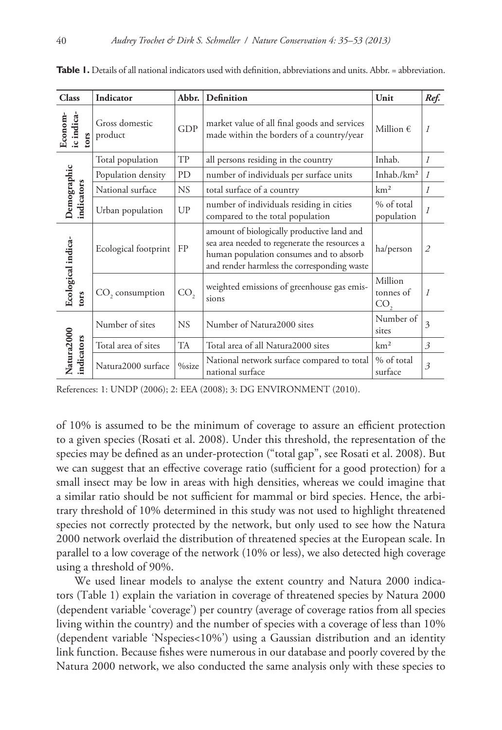**Table 1.** Details of all national indicators used with definition, abbreviations and units. Abbr. = abbreviation.

| Class | Indicator | Abbr. | Definition | Unit | *Ref.* |
|---|---|---|---|---|---|
| Economic indicators | Gross domestic product | GDP | market value of all final goods and services made within the borders of a country/year | Million € | *1* |
| Demographic indicators | Total population | TP | all persons residing in the country | Inhab. | *1* |
| | Population density | PD | number of individuals per surface units | Inhab./km² | *1* |
| | National surface | NS | total surface of a country | km² | *1* |
| | Urban population | UP | number of individuals residing in cities compared to the total population | % of total population | *1* |
| Ecological indicators | Ecological footprint | FP | amount of biologically productive land and sea area needed to regenerate the resources a human population consumes and to absorb and render harmless the corresponding waste | ha/person | *2* |
| | $CO_2$ consumption | $CO_2$ | weighted emissions of greenhouse gas emissions | Million tonnes of $CO_2$ | *1* |
| Natura2000 indicators | Number of sites | NS | Number of Natura2000 sites | Number of sites | 3 |
| | Total area of sites | TA | Total area of all Natura2000 sites | km² | *3* |
| | Natura2000 surface | %size | National network surface compared to total national surface | % of total surface | *3* |

References: 1: UNDP (2006); 2: EEA (2008); 3: DG ENVIRONMENT (2010).

of 10% is assumed to be the minimum of coverage to assure an efficient protection to a given species (Rosati et al. 2008). Under this threshold, the representation of the species may be defined as an under-protection ("total gap", see Rosati et al. 2008). But we can suggest that an effective coverage ratio (sufficient for a good protection) for a small insect may be low in areas with high densities, whereas we could imagine that a similar ratio should be not sufficient for mammal or bird species. Hence, the arbitrary threshold of 10% determined in this study was not used to highlight threatened species not correctly protected by the network, but only used to see how the Natura 2000 network overlaid the distribution of threatened species at the European scale. In parallel to a low coverage of the network (10% or less), we also detected high coverage using a threshold of 90%.

We used linear models to analyse the extent country and Natura 2000 indicators (Table 1) explain the variation in coverage of threatened species by Natura 2000 (dependent variable 'coverage') per country (average of coverage ratios from all species living within the country) and the number of species with a coverage of less than 10% (dependent variable 'Nspecies<10%') using a Gaussian distribution and an identity link function. Because fishes were numerous in our database and poorly covered by the Natura 2000 network, we also conducted the same analysis only with these species to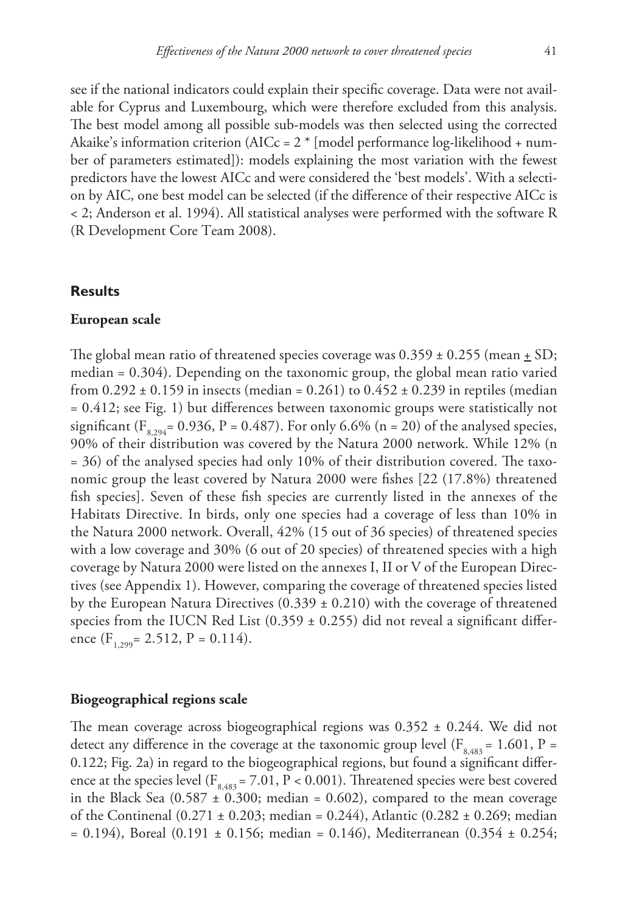see if the national indicators could explain their specific coverage. Data were not available for Cyprus and Luxembourg, which were therefore excluded from this analysis. The best model among all possible sub-models was then selected using the corrected Akaike's information criterion (AICc = 2 * [model performance log-likelihood + number of parameters estimated]): models explaining the most variation with the fewest predictors have the lowest AICc and were considered the 'best models'. With a selection by AIC, one best model can be selected (if the difference of their respective AICc is < 2; Anderson et al. 1994). All statistical analyses were performed with the software R (R Development Core Team 2008).

## Results

### European scale

The global mean ratio of threatened species coverage was 0.359 ± 0.255 (mean ± SD; median = 0.304). Depending on the taxonomic group, the global mean ratio varied from 0.292 ± 0.159 in insects (median = 0.261) to 0.452 ± 0.239 in reptiles (median = 0.412; see Fig. 1) but differences between taxonomic groups were statistically not significant ($F_{8,294}$= 0.936, P = 0.487). For only 6.6% (n = 20) of the analysed species, 90% of their distribution was covered by the Natura 2000 network. While 12% (n = 36) of the analysed species had only 10% of their distribution covered. The taxonomic group the least covered by Natura 2000 were fishes [22 (17.8%) threatened fish species]. Seven of these fish species are currently listed in the annexes of the Habitats Directive. In birds, only one species had a coverage of less than 10% in the Natura 2000 network. Overall, 42% (15 out of 36 species) of threatened species with a low coverage and 30% (6 out of 20 species) of threatened species with a high coverage by Natura 2000 were listed on the annexes I, II or V of the European Directives (see Appendix 1). However, comparing the coverage of threatened species listed by the European Natura Directives (0.339 ± 0.210) with the coverage of threatened species from the IUCN Red List (0.359 ± 0.255) did not reveal a significant difference ($F_{1,299}$= 2.512, P = 0.114).

### Biogeographical regions scale

The mean coverage across biogeographical regions was 0.352 ± 0.244. We did not detect any difference in the coverage at the taxonomic group level ($F_{8,483}$ = 1.601, P = 0.122; Fig. 2a) in regard to the biogeographical regions, but found a significant difference at the species level ($F_{8,483}$ = 7.01, P < 0.001). Threatened species were best covered in the Black Sea (0.587 ± 0.300; median = 0.602), compared to the mean coverage of the Continenal (0.271 ± 0.203; median = 0.244), Atlantic (0.282 ± 0.269; median = 0.194), Boreal (0.191 ± 0.156; median = 0.146), Mediterranean (0.354 ± 0.254;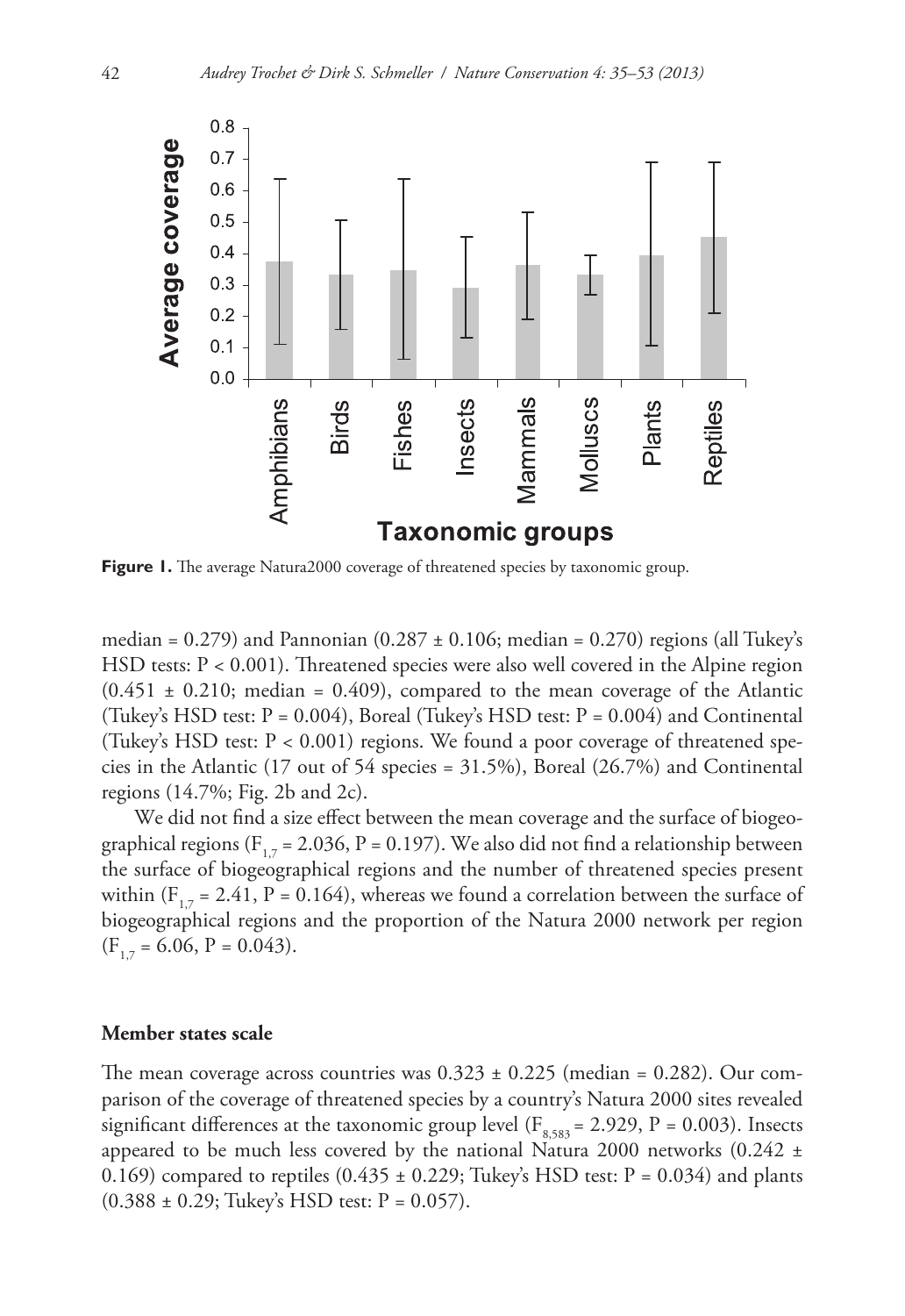**Figure 1.** The average Natura2000 coverage of threatened species by taxonomic group.

median = 0.279) and Pannonian (0.287 ± 0.106; median = 0.270) regions (all Tukey's HSD tests: $P < 0.001$). Threatened species were also well covered in the Alpine region (0.451 ± 0.210; median = 0.409), compared to the mean coverage of the Atlantic (Tukey's HSD test: $P = 0.004$), Boreal (Tukey's HSD test: $P = 0.004$) and Continental (Tukey's HSD test: $P < 0.001$) regions. We found a poor coverage of threatened species in the Atlantic (17 out of 54 species = 31.5%), Boreal (26.7%) and Continental regions (14.7%; Fig. 2b and 2c).

We did not find a size effect between the mean coverage and the surface of biogeographical regions ($F_{1,7} = 2.036$, $P = 0.197$). We also did not find a relationship between the surface of biogeographical regions and the number of threatened species present within ($F_{1,7} = 2.41$, $P = 0.164$), whereas we found a correlation between the surface of biogeographical regions and the proportion of the Natura 2000 network per region ($F_{1,7} = 6.06$, $P = 0.043$).

### Member states scale

The mean coverage across countries was 0.323 ± 0.225 (median = 0.282). Our comparison of the coverage of threatened species by a country's Natura 2000 sites revealed significant differences at the taxonomic group level ($F_{8,583} = 2.929$, $P = 0.003$). Insects appeared to be much less covered by the national Natura 2000 networks (0.242 ± 0.169) compared to reptiles (0.435 ± 0.229; Tukey's HSD test: $P = 0.034$) and plants (0.388 ± 0.29; Tukey's HSD test: $P = 0.057$).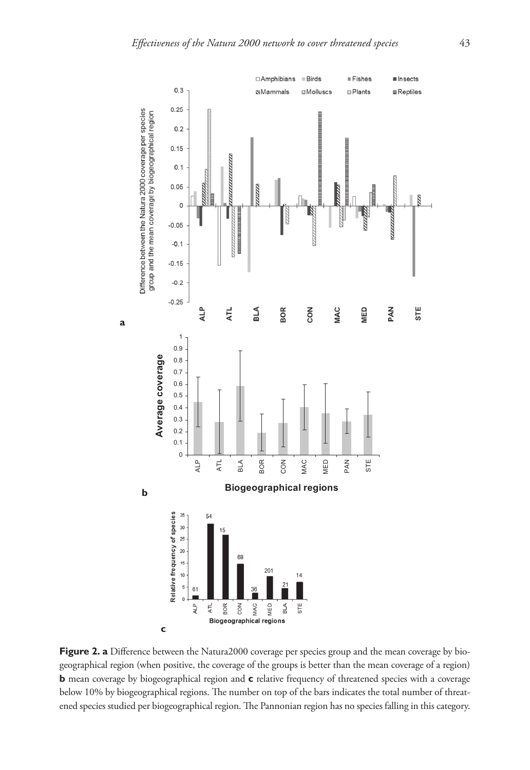**Figure 2. a** Difference between the Natura2000 coverage per species group and the mean coverage by biogeographical region (when positive, the coverage of the groups is better than the mean coverage of a region) **b** mean coverage by biogeographical region and **c** relative frequency of threatened species with a coverage below 10% by biogeographical regions. The number on top of the bars indicates the total number of threatened species studied per biogeographical region. The Pannonian region has no species falling in this category.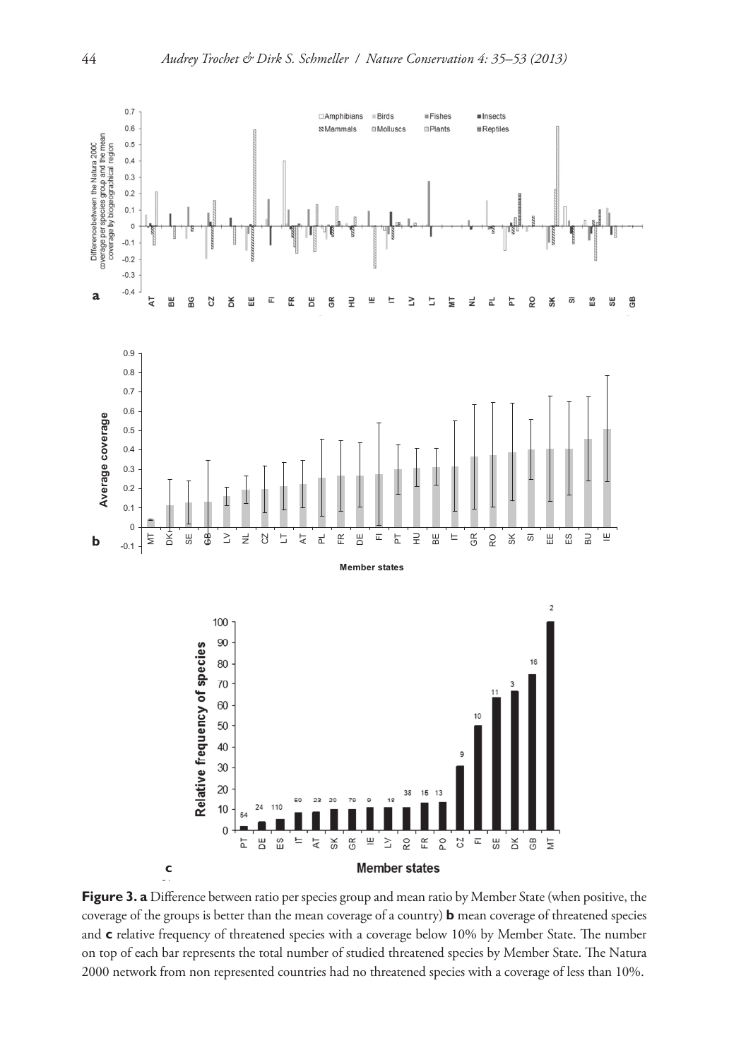**Figure 3. a** Difference between ratio per species group and mean ratio by Member State (when positive, the coverage of the groups is better than the mean coverage of a country) **b** mean coverage of threatened species and **c** relative frequency of threatened species with a coverage below 10% by Member State. The number on top of each bar represents the total number of studied threatened species by Member State. The Natura 2000 network from non represented countries had no threatened species with a coverage of less than 10%.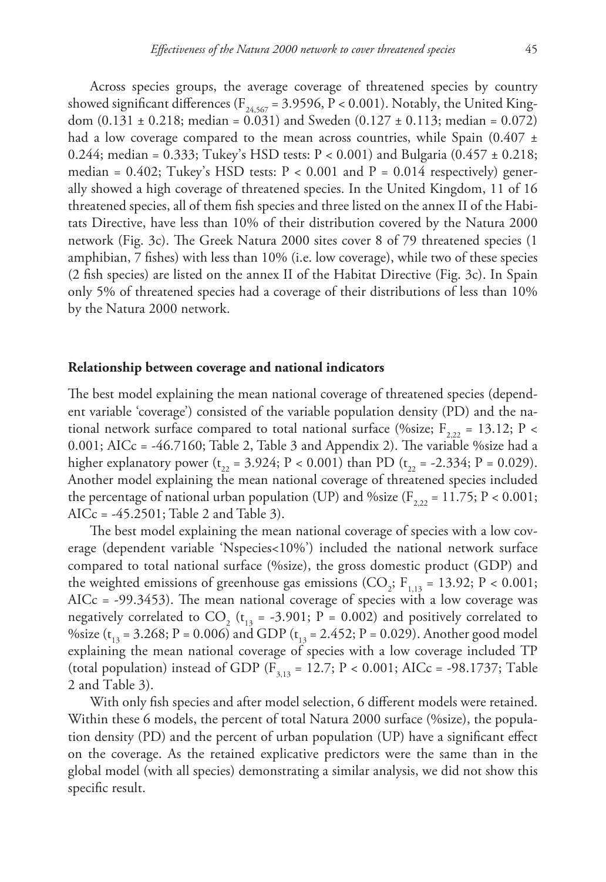Across species groups, the average coverage of threatened species by country showed significant differences ($F_{24,567} = 3.9596$, $P < 0.001$). Notably, the United Kingdom (0.131 ± 0.218; median = 0.031) and Sweden (0.127 ± 0.113; median = 0.072) had a low coverage compared to the mean across countries, while Spain (0.407 ± 0.244; median = 0.333; Tukey's HSD tests: $P < 0.001$) and Bulgaria (0.457 ± 0.218; median = 0.402; Tukey's HSD tests: $P < 0.001$ and $P = 0.014$ respectively) generally showed a high coverage of threatened species. In the United Kingdom, 11 of 16 threatened species, all of them fish species and three listed on the annex II of the Habitats Directive, have less than 10% of their distribution covered by the Natura 2000 network (Fig. 3c). The Greek Natura 2000 sites cover 8 of 79 threatened species (1 amphibian, 7 fishes) with less than 10% (i.e. low coverage), while two of these species (2 fish species) are listed on the annex II of the Habitat Directive (Fig. 3c). In Spain only 5% of threatened species had a coverage of their distributions of less than 10% by the Natura 2000 network.

## Relationship between coverage and national indicators

The best model explaining the mean national coverage of threatened species (dependent variable 'coverage') consisted of the variable population density (PD) and the national network surface compared to total national surface (%size; $F_{2,22} = 13.12$; $P < 0.001$; AICc = -46.7160; Table 2, Table 3 and Appendix 2). The variable %size had a higher explanatory power ($t_{22} = 3.924$; $P < 0.001$) than PD ($t_{22} = -2.334$; $P = 0.029$). Another model explaining the mean national coverage of threatened species included the percentage of national urban population (UP) and %size ($F_{2,22} = 11.75$; $P < 0.001$; AICc = -45.2501; Table 2 and Table 3).

The best model explaining the mean national coverage of species with a low coverage (dependent variable 'Nspecies<10%') included the national network surface compared to total national surface (%size), the gross domestic product (GDP) and the weighted emissions of greenhouse gas emissions ($CO_2$; $F_{1,13} = 13.92$; $P < 0.001$; AICc = -99.3453). The mean national coverage of species with a low coverage was negatively correlated to $CO_2$ ($t_{13} = -3.901$; $P = 0.002$) and positively correlated to %size ($t_{13} = 3.268$; $P = 0.006$) and GDP ($t_{13} = 2.452$; $P = 0.029$). Another good model explaining the mean national coverage of species with a low coverage included TP (total population) instead of GDP ($F_{3,13} = 12.7$; $P < 0.001$; AICc = -98.1737; Table 2 and Table 3).

With only fish species and after model selection, 6 different models were retained. Within these 6 models, the percent of total Natura 2000 surface (%size), the population density (PD) and the percent of urban population (UP) have a significant effect on the coverage. As the retained explicative predictors were the same than in the global model (with all species) demonstrating a similar analysis, we did not show this specific result.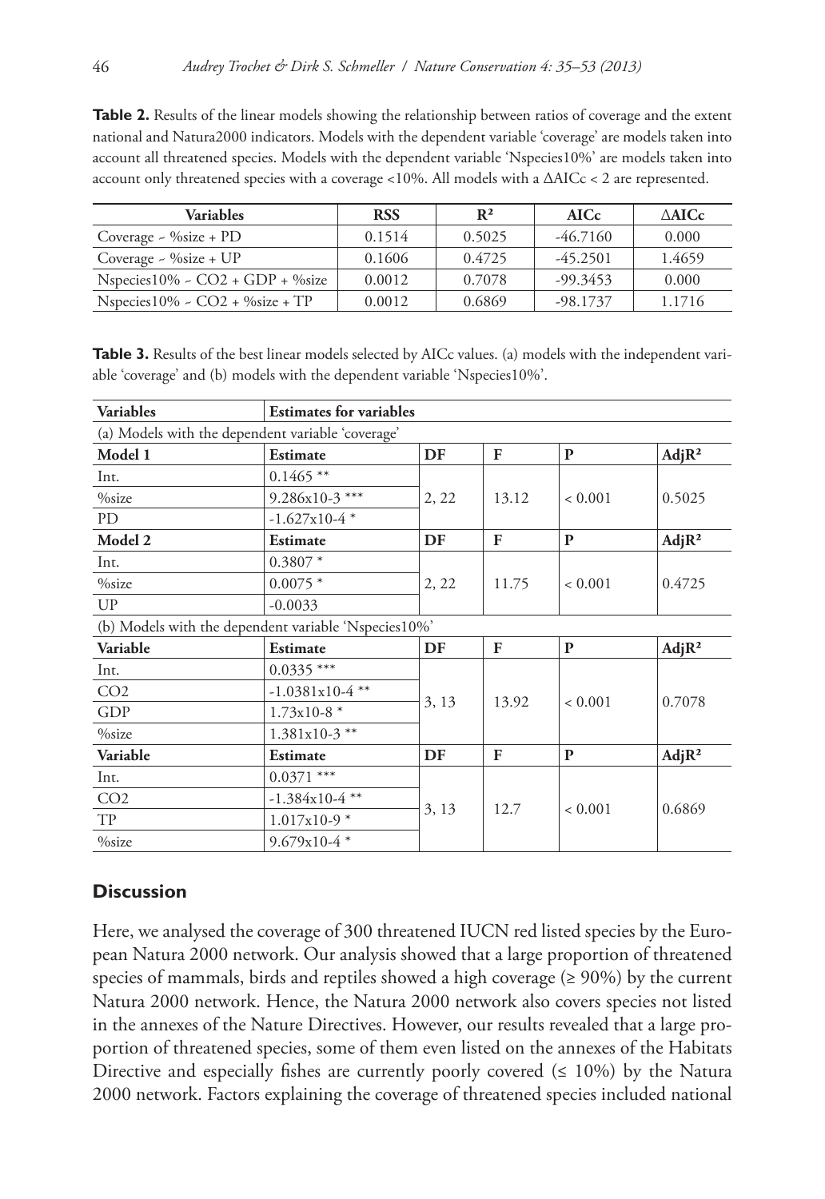**Table 2.** Results of the linear models showing the relationship between ratios of coverage and the extent national and Natura2000 indicators. Models with the dependent variable 'coverage' are models taken into account all threatened species. Models with the dependent variable 'Nspecies10%' are models taken into account only threatened species with a coverage <10%. All models with a ΔAICc < 2 are represented.

| Variables | RSS | $R^2$ | AICc | ΔAICc |
|---|---|---|---|---|
| Coverage ~ %size + PD | 0.1514 | 0.5025 | -46.7160 | 0.000 |
| Coverage ~ %size + UP | 0.1606 | 0.4725 | -45.2501 | 1.4659 |
| Nspecies10% ~ $CO_2$ + GDP + %size | 0.0012 | 0.7078 | -99.3453 | 0.000 |
| Nspecies10% ~ $CO_2$ + %size + TP | 0.0012 | 0.6869 | -98.1737 | 1.1716 |

**Table 3.** Results of the best linear models selected by AICc values. (a) models with the independent variable 'coverage' and (b) models with the dependent variable 'Nspecies10%'.

| Variables | Estimates for variables | | | | |
|---|---|---|---|---|---|
| (a) Models with the dependent variable 'coverage' | | | | | |
| **Model 1** | **Estimate** | **DF** | **F** | **P** | **AdjR²** |
| Int. | 0.1465 ** | 2, 22 | 13.12 | < 0.001 | 0.5025 |
| %size | $9.286 \times 10^{-3}$ *** | | | | |
| PD | $-1.627 \times 10^{-4}$ * | | | | |
| **Model 2** | **Estimate** | **DF** | **F** | **P** | **AdjR²** |
| Int. | 0.3807 * | 2, 22 | 11.75 | < 0.001 | 0.4725 |
| %size | 0.0075 * | | | | |
| UP | -0.0033 | | | | |
| (b) Models with the dependent variable 'Nspecies10%' | | | | | |
| **Variable** | **Estimate** | **DF** | **F** | **P** | **AdjR²** |
| Int. | 0.0335 *** | 3, 13 | 13.92 | < 0.001 | 0.7078 |
| $CO_2$ | $-1.0381 \times 10^{-4}$ ** | | | | |
| GDP | $1.73 \times 10^{-8}$ * | | | | |
| %size | $1.381 \times 10^{-3}$ ** | | | | |
| **Variable** | **Estimate** | **DF** | **F** | **P** | **AdjR²** |
| Int. | 0.0371 *** | 3, 13 | 12.7 | < 0.001 | 0.6869 |
| $CO_2$ | $-1.384 \times 10^{-4}$ ** | | | | |
| TP | $1.017 \times 10^{-9}$ * | | | | |
| %size | $9.679 \times 10^{-4}$ * | | | | |

## Discussion

Here, we analysed the coverage of 300 threatened IUCN red listed species by the European Natura 2000 network. Our analysis showed that a large proportion of threatened species of mammals, birds and reptiles showed a high coverage (≥ 90%) by the current Natura 2000 network. Hence, the Natura 2000 network also covers species not listed in the annexes of the Nature Directives. However, our results revealed that a large proportion of threatened species, some of them even listed on the annexes of the Habitats Directive and especially fishes are currently poorly covered (≤ 10%) by the Natura 2000 network. Factors explaining the coverage of threatened species included national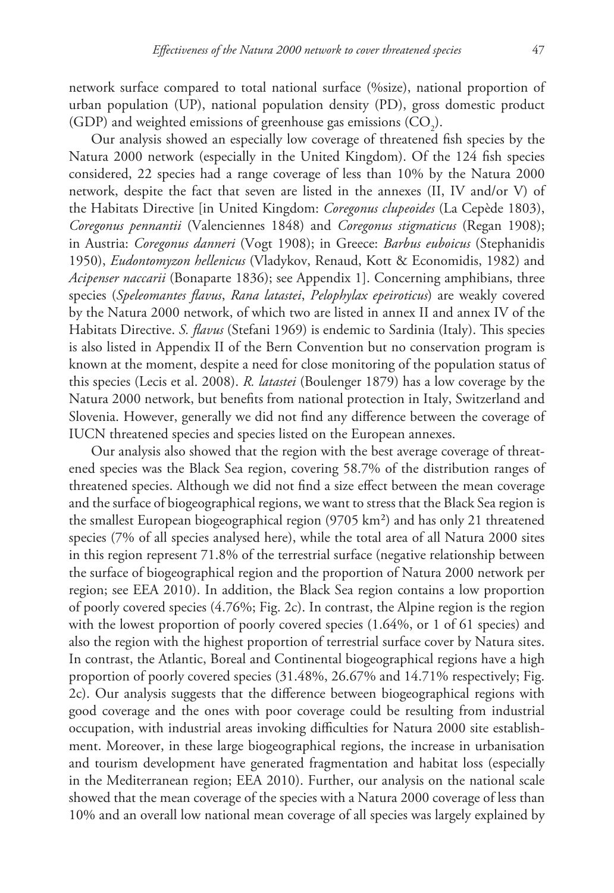network surface compared to total national surface (%size), national proportion of urban population (UP), national population density (PD), gross domestic product (GDP) and weighted emissions of greenhouse gas emissions ($CO_2$).

Our analysis showed an especially low coverage of threatened fish species by the Natura 2000 network (especially in the United Kingdom). Of the 124 fish species considered, 22 species had a range coverage of less than 10% by the Natura 2000 network, despite the fact that seven are listed in the annexes (II, IV and/or V) of the Habitats Directive [in United Kingdom: *Coregonus clupeoides* (La Cepède 1803), *Coregonus pennantii* (Valenciennes 1848) and *Coregonus stigmaticus* (Regan 1908); in Austria: *Coregonus danneri* (Vogt 1908); in Greece: *Barbus euboicus* (Stephanidis 1950), *Eudontomyzon hellenicus* (Vladykov, Renaud, Kott & Economidis, 1982) and *Acipenser naccarii* (Bonaparte 1836); see Appendix 1]. Concerning amphibians, three species (*Speleomantes flavus*, *Rana latastei*, *Pelophylax epeiroticus*) are weakly covered by the Natura 2000 network, of which two are listed in annex II and annex IV of the Habitats Directive. *S. flavus* (Stefani 1969) is endemic to Sardinia (Italy). This species is also listed in Appendix II of the Bern Convention but no conservation program is known at the moment, despite a need for close monitoring of the population status of this species (Lecis et al. 2008). *R. latastei* (Boulenger 1879) has a low coverage by the Natura 2000 network, but benefits from national protection in Italy, Switzerland and Slovenia. However, generally we did not find any difference between the coverage of IUCN threatened species and species listed on the European annexes.

Our analysis also showed that the region with the best average coverage of threatened species was the Black Sea region, covering 58.7% of the distribution ranges of threatened species. Although we did not find a size effect between the mean coverage and the surface of biogeographical regions, we want to stress that the Black Sea region is the smallest European biogeographical region (9705 km²) and has only 21 threatened species (7% of all species analysed here), while the total area of all Natura 2000 sites in this region represent 71.8% of the terrestrial surface (negative relationship between the surface of biogeographical region and the proportion of Natura 2000 network per region; see EEA 2010). In addition, the Black Sea region contains a low proportion of poorly covered species (4.76%; Fig. 2c). In contrast, the Alpine region is the region with the lowest proportion of poorly covered species (1.64%, or 1 of 61 species) and also the region with the highest proportion of terrestrial surface cover by Natura sites. In contrast, the Atlantic, Boreal and Continental biogeographical regions have a high proportion of poorly covered species (31.48%, 26.67% and 14.71% respectively; Fig. 2c). Our analysis suggests that the difference between biogeographical regions with good coverage and the ones with poor coverage could be resulting from industrial occupation, with industrial areas invoking difficulties for Natura 2000 site establishment. Moreover, in these large biogeographical regions, the increase in urbanisation and tourism development have generated fragmentation and habitat loss (especially in the Mediterranean region; EEA 2010). Further, our analysis on the national scale showed that the mean coverage of the species with a Natura 2000 coverage of less than 10% and an overall low national mean coverage of all species was largely explained by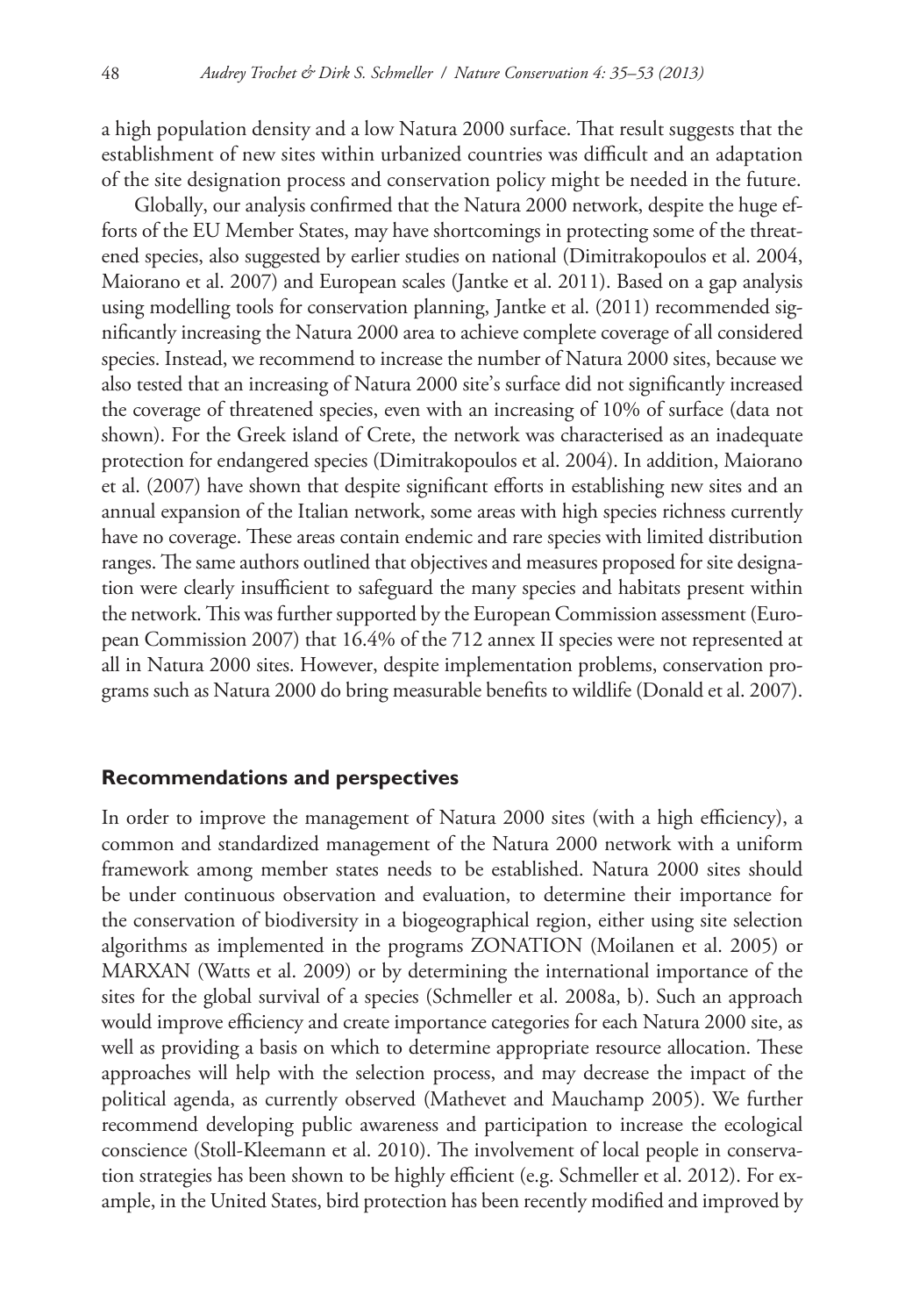a high population density and a low Natura 2000 surface. That result suggests that the establishment of new sites within urbanized countries was difficult and an adaptation of the site designation process and conservation policy might be needed in the future.

Globally, our analysis confirmed that the Natura 2000 network, despite the huge efforts of the EU Member States, may have shortcomings in protecting some of the threatened species, also suggested by earlier studies on national (Dimitrakopoulos et al. 2004, Maiorano et al. 2007) and European scales (Jantke et al. 2011). Based on a gap analysis using modelling tools for conservation planning, Jantke et al. (2011) recommended significantly increasing the Natura 2000 area to achieve complete coverage of all considered species. Instead, we recommend to increase the number of Natura 2000 sites, because we also tested that an increasing of Natura 2000 site's surface did not significantly increased the coverage of threatened species, even with an increasing of 10% of surface (data not shown). For the Greek island of Crete, the network was characterised as an inadequate protection for endangered species (Dimitrakopoulos et al. 2004). In addition, Maiorano et al. (2007) have shown that despite significant efforts in establishing new sites and an annual expansion of the Italian network, some areas with high species richness currently have no coverage. These areas contain endemic and rare species with limited distribution ranges. The same authors outlined that objectives and measures proposed for site designation were clearly insufficient to safeguard the many species and habitats present within the network. This was further supported by the European Commission assessment (European Commission 2007) that 16.4% of the 712 annex II species were not represented at all in Natura 2000 sites. However, despite implementation problems, conservation programs such as Natura 2000 do bring measurable benefits to wildlife (Donald et al. 2007).

## Recommendations and perspectives

In order to improve the management of Natura 2000 sites (with a high efficiency), a common and standardized management of the Natura 2000 network with a uniform framework among member states needs to be established. Natura 2000 sites should be under continuous observation and evaluation, to determine their importance for the conservation of biodiversity in a biogeographical region, either using site selection algorithms as implemented in the programs ZONATION (Moilanen et al. 2005) or MARXAN (Watts et al. 2009) or by determining the international importance of the sites for the global survival of a species (Schmeller et al. 2008a, b). Such an approach would improve efficiency and create importance categories for each Natura 2000 site, as well as providing a basis on which to determine appropriate resource allocation. These approaches will help with the selection process, and may decrease the impact of the political agenda, as currently observed (Mathevet and Mauchamp 2005). We further recommend developing public awareness and participation to increase the ecological conscience (Stoll-Kleemann et al. 2010). The involvement of local people in conservation strategies has been shown to be highly efficient (e.g. Schmeller et al. 2012). For example, in the United States, bird protection has been recently modified and improved by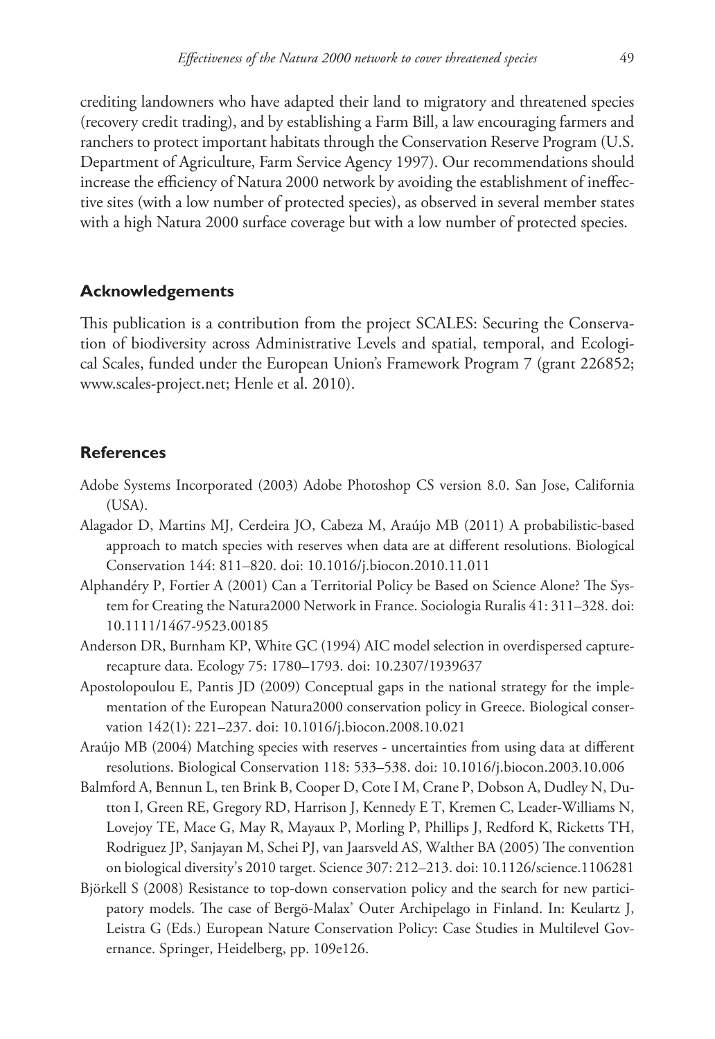crediting landowners who have adapted their land to migratory and threatened species (recovery credit trading), and by establishing a Farm Bill, a law encouraging farmers and ranchers to protect important habitats through the Conservation Reserve Program (U.S. Department of Agriculture, Farm Service Agency 1997). Our recommendations should increase the efficiency of Natura 2000 network by avoiding the establishment of ineffective sites (with a low number of protected species), as observed in several member states with a high Natura 2000 surface coverage but with a low number of protected species.

## Acknowledgements

This publication is a contribution from the project SCALES: Securing the Conservation of biodiversity across Administrative Levels and spatial, temporal, and Ecological Scales, funded under the European Union's Framework Program 7 (grant 226852; www.scales-project.net; Henle et al. 2010).

## References

Adobe Systems Incorporated (2003) Adobe Photoshop CS version 8.0. San Jose, California (USA).

Alagador D, Martins MJ, Cerdeira JO, Cabeza M, Araújo MB (2011) A probabilistic-based approach to match species with reserves when data are at different resolutions. Biological Conservation 144: 811–820. doi: 10.1016/j.biocon.2010.11.011

Alphandéry P, Fortier A (2001) Can a Territorial Policy be Based on Science Alone? The System for Creating the Natura2000 Network in France. Sociologia Ruralis 41: 311–328. doi: 10.1111/1467-9523.00185

Anderson DR, Burnham KP, White GC (1994) AIC model selection in overdispersed capture-recapture data. Ecology 75: 1780–1793. doi: 10.2307/1939637

Apostolopoulou E, Pantis JD (2009) Conceptual gaps in the national strategy for the implementation of the European Natura2000 conservation policy in Greece. Biological conservation 142(1): 221–237. doi: 10.1016/j.biocon.2008.10.021

Araújo MB (2004) Matching species with reserves - uncertainties from using data at different resolutions. Biological Conservation 118: 533–538. doi: 10.1016/j.biocon.2003.10.006

Balmford A, Bennun L, ten Brink B, Cooper D, Cote I M, Crane P, Dobson A, Dudley N, Dutton I, Green RE, Gregory RD, Harrison J, Kennedy E T, Kremen C, Leader-Williams N, Lovejoy TE, Mace G, May R, Mayaux P, Morling P, Phillips J, Redford K, Ricketts TH, Rodriguez JP, Sanjayan M, Schei PJ, van Jaarsveld AS, Walther BA (2005) The convention on biological diversity's 2010 target. Science 307: 212–213. doi: 10.1126/science.1106281

Björkell S (2008) Resistance to top-down conservation policy and the search for new participatory models. The case of Bergö-Malax' Outer Archipelago in Finland. In: Keulartz J, Leistra G (Eds.) European Nature Conservation Policy: Case Studies in Multilevel Governance. Springer, Heidelberg, pp. 109e126.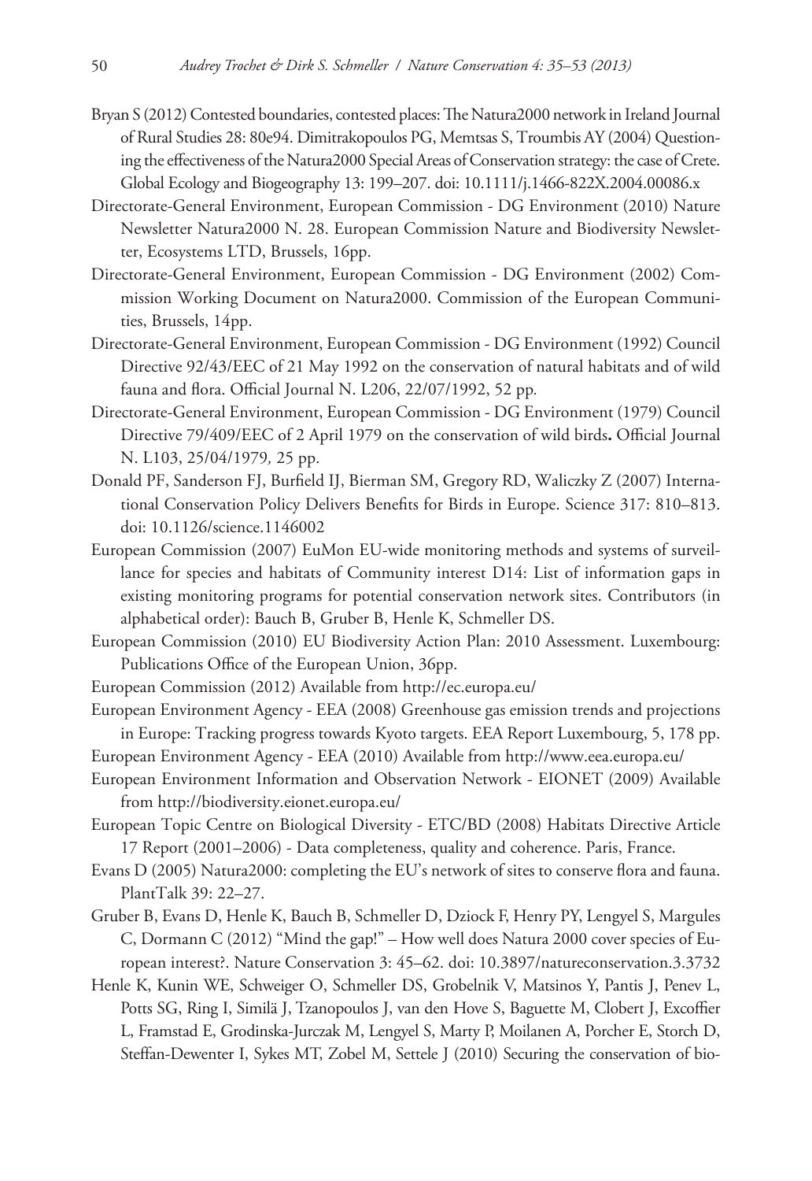Bryan S (2012) Contested boundaries, contested places: The Natura2000 network in Ireland Journal of Rural Studies 28: 80e94. Dimitrakopoulos PG, Memtsas S, Troumbis AY (2004) Questioning the effectiveness of the Natura2000 Special Areas of Conservation strategy: the case of Crete. Global Ecology and Biogeography 13: 199–207. doi: 10.1111/j.1466-822X.2004.00086.x

Directorate-General Environment, European Commission - DG Environment (2010) Nature Newsletter Natura2000 N. 28. European Commission Nature and Biodiversity Newsletter, Ecosystems LTD, Brussels, 16pp.

Directorate-General Environment, European Commission - DG Environment (2002) Commission Working Document on Natura2000. Commission of the European Communities, Brussels, 14pp.

Directorate-General Environment, European Commission - DG Environment (1992) Council Directive 92/43/EEC of 21 May 1992 on the conservation of natural habitats and of wild fauna and flora. Official Journal N. L206, 22/07/1992, 52 pp.

Directorate-General Environment, European Commission - DG Environment (1979) Council Directive 79/409/EEC of 2 April 1979 on the conservation of wild birds**.** Official Journal N. L103, 25/04/1979*,* 25 pp.

Donald PF, Sanderson FJ, Burfield IJ, Bierman SM, Gregory RD, Waliczky Z (2007) International Conservation Policy Delivers Benefits for Birds in Europe. Science 317: 810–813. doi: 10.1126/science.1146002

European Commission (2007) EuMon EU-wide monitoring methods and systems of surveillance for species and habitats of Community interest D14: List of information gaps in existing monitoring programs for potential conservation network sites. Contributors (in alphabetical order): Bauch B, Gruber B, Henle K, Schmeller DS.

European Commission (2010) EU Biodiversity Action Plan: 2010 Assessment. Luxembourg: Publications Office of the European Union, 36pp.

European Commission (2012) Available from http://ec.europa.eu/

European Environment Agency - EEA (2008) Greenhouse gas emission trends and projections in Europe: Tracking progress towards Kyoto targets. EEA Report Luxembourg, 5, 178 pp.

European Environment Agency - EEA (2010) Available from http://www.eea.europa.eu/

European Environment Information and Observation Network - EIONET (2009) Available from http://biodiversity.eionet.europa.eu/

European Topic Centre on Biological Diversity - ETC/BD (2008) Habitats Directive Article 17 Report (2001–2006) - Data completeness, quality and coherence. Paris, France.

Evans D (2005) Natura2000: completing the EU's network of sites to conserve flora and fauna. PlantTalk 39: 22–27.

Gruber B, Evans D, Henle K, Bauch B, Schmeller D, Dziock F, Henry PY, Lengyel S, Margules C, Dormann C (2012) "Mind the gap!" – How well does Natura 2000 cover species of European interest?. Nature Conservation 3: 45–62. doi: 10.3897/natureconservation.3.3732

Henle K, Kunin WE, Schweiger O, Schmeller DS, Grobelnik V, Matsinos Y, Pantis J, Penev L, Potts SG, Ring I, Similä J, Tzanopoulos J, van den Hove S, Baguette M, Clobert J, Excoffier L, Framstad E, Grodinska-Jurczak M, Lengyel S, Marty P, Moilanen A, Porcher E, Storch D, Steffan-Dewenter I, Sykes MT, Zobel M, Settele J (2010) Securing the conservation of bio-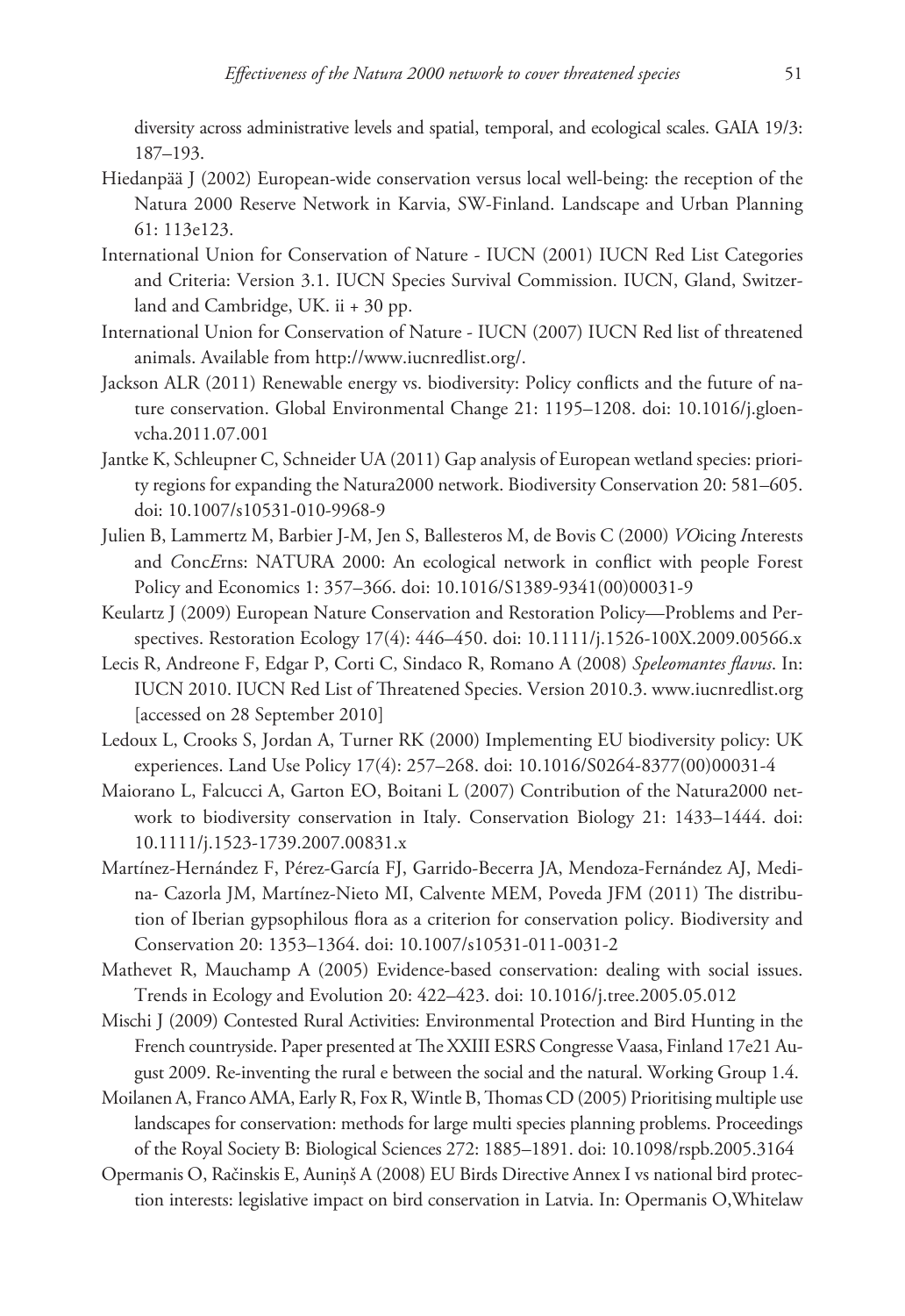diversity across administrative levels and spatial, temporal, and ecological scales. GAIA 19/3: 187–193.

Hiedanpää J (2002) European-wide conservation versus local well-being: the reception of the Natura 2000 Reserve Network in Karvia, SW-Finland. Landscape and Urban Planning 61: 113e123.

International Union for Conservation of Nature - IUCN (2001) IUCN Red List Categories and Criteria: Version 3.1. IUCN Species Survival Commission. IUCN, Gland, Switzerland and Cambridge, UK. ii + 30 pp.

International Union for Conservation of Nature - IUCN (2007) IUCN Red list of threatened animals. Available from http://www.iucnredlist.org/.

Jackson ALR (2011) Renewable energy vs. biodiversity: Policy conflicts and the future of nature conservation. Global Environmental Change 21: 1195–1208. doi: 10.1016/j.gloenvcha.2011.07.001

Jantke K, Schleupner C, Schneider UA (2011) Gap analysis of European wetland species: priority regions for expanding the Natura2000 network. Biodiversity Conservation 20: 581–605. doi: 10.1007/s10531-010-9968-9

Julien B, Lammertz M, Barbier J-M, Jen S, Ballesteros M, de Bovis C (2000) *VO*icing *I*nterests and *C*onc*E*rns: NATURA 2000: An ecological network in conflict with people Forest Policy and Economics 1: 357–366. doi: 10.1016/S1389-9341(00)00031-9

Keulartz J (2009) European Nature Conservation and Restoration Policy—Problems and Perspectives. Restoration Ecology 17(4): 446–450. doi: 10.1111/j.1526-100X.2009.00566.x

Lecis R, Andreone F, Edgar P, Corti C, Sindaco R, Romano A (2008) *Speleomantes flavus*. In: IUCN 2010. IUCN Red List of Threatened Species. Version 2010.3. www.iucnredlist.org [accessed on 28 September 2010]

Ledoux L, Crooks S, Jordan A, Turner RK (2000) Implementing EU biodiversity policy: UK experiences. Land Use Policy 17(4): 257–268. doi: 10.1016/S0264-8377(00)00031-4

Maiorano L, Falcucci A, Garton EO, Boitani L (2007) Contribution of the Natura2000 network to biodiversity conservation in Italy. Conservation Biology 21: 1433–1444. doi: 10.1111/j.1523-1739.2007.00831.x

Martínez-Hernández F, Pérez-García FJ, Garrido-Becerra JA, Mendoza-Fernández AJ, Medina- Cazorla JM, Martínez-Nieto MI, Calvente MEM, Poveda JFM (2011) The distribution of Iberian gypsophilous flora as a criterion for conservation policy. Biodiversity and Conservation 20: 1353–1364. doi: 10.1007/s10531-011-0031-2

Mathevet R, Mauchamp A (2005) Evidence-based conservation: dealing with social issues. Trends in Ecology and Evolution 20: 422–423. doi: 10.1016/j.tree.2005.05.012

Mischi J (2009) Contested Rural Activities: Environmental Protection and Bird Hunting in the French countryside. Paper presented at The XXIII ESRS Congresse Vaasa, Finland 17e21 August 2009. Re-inventing the rural e between the social and the natural. Working Group 1.4.

Moilanen A, Franco AMA, Early R, Fox R, Wintle B, Thomas CD (2005) Prioritising multiple use landscapes for conservation: methods for large multi species planning problems. Proceedings of the Royal Society B: Biological Sciences 272: 1885–1891. doi: 10.1098/rspb.2005.3164

Opermanis O, Račinskis E, Auniņš A (2008) EU Birds Directive Annex I vs national bird protection interests: legislative impact on bird conservation in Latvia. In: Opermanis O, Whitelaw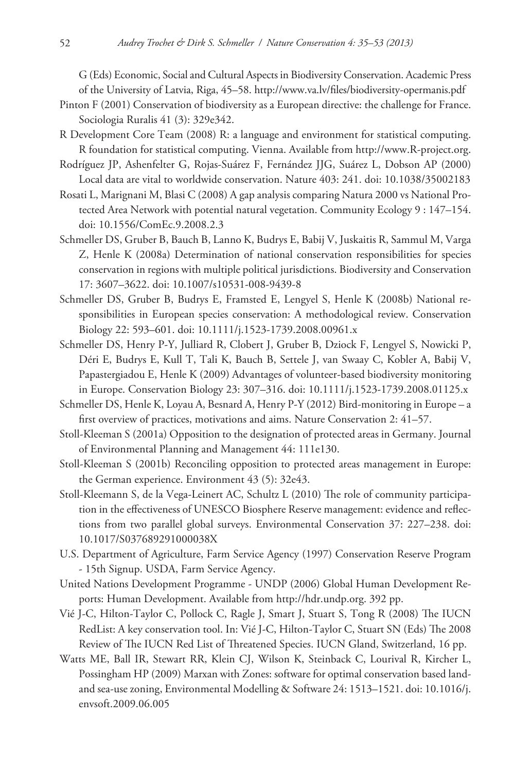G (Eds) Economic, Social and Cultural Aspects in Biodiversity Conservation. Academic Press of the University of Latvia, Riga, 45–58. http://www.va.lv/files/biodiversity-opermanis.pdf

Pinton F (2001) Conservation of biodiversity as a European directive: the challenge for France. Sociologia Ruralis 41 (3): 329e342.

R Development Core Team (2008) R: a language and environment for statistical computing. R foundation for statistical computing. Vienna. Available from http://www.R-project.org.

Rodríguez JP, Ashenfelter G, Rojas-Suárez F, Fernández JJG, Suárez L, Dobson AP (2000) Local data are vital to worldwide conservation. Nature 403: 241. doi: 10.1038/35002183

Rosati L, Marignani M, Blasi C (2008) A gap analysis comparing Natura 2000 vs National Protected Area Network with potential natural vegetation. Community Ecology 9 : 147–154. doi: 10.1556/ComEc.9.2008.2.3

Schmeller DS, Gruber B, Bauch B, Lanno K, Budrys E, Babij V, Juskaitis R, Sammul M, Varga Z, Henle K (2008a) Determination of national conservation responsibilities for species conservation in regions with multiple political jurisdictions. Biodiversity and Conservation 17: 3607–3622. doi: 10.1007/s10531-008-9439-8

Schmeller DS, Gruber B, Budrys E, Framsted E, Lengyel S, Henle K (2008b) National responsibilities in European species conservation: A methodological review. Conservation Biology 22: 593–601. doi: 10.1111/j.1523-1739.2008.00961.x

Schmeller DS, Henry P-Y, Julliard R, Clobert J, Gruber B, Dziock F, Lengyel S, Nowicki P, Déri E, Budrys E, Kull T, Tali K, Bauch B, Settele J, van Swaay C, Kobler A, Babij V, Papastergiadou E, Henle K (2009) Advantages of volunteer-based biodiversity monitoring in Europe. Conservation Biology 23: 307–316. doi: 10.1111/j.1523-1739.2008.01125.x

Schmeller DS, Henle K, Loyau A, Besnard A, Henry P-Y (2012) Bird-monitoring in Europe – a first overview of practices, motivations and aims. Nature Conservation 2: 41–57.

Stoll-Kleeman S (2001a) Opposition to the designation of protected areas in Germany. Journal of Environmental Planning and Management 44: 111e130.

Stoll-Kleeman S (2001b) Reconciling opposition to protected areas management in Europe: the German experience. Environment 43 (5): 32e43.

Stoll-Kleemann S, de la Vega-Leinert AC, Schultz L (2010) The role of community participation in the effectiveness of UNESCO Biosphere Reserve management: evidence and reflections from two parallel global surveys. Environmental Conservation 37: 227–238. doi: 10.1017/S037689291000038X

U.S. Department of Agriculture, Farm Service Agency (1997) Conservation Reserve Program - 15th Signup. USDA, Farm Service Agency.

United Nations Development Programme - UNDP (2006) Global Human Development Reports: Human Development. Available from http://hdr.undp.org. 392 pp.

Vié J-C, Hilton-Taylor C, Pollock C, Ragle J, Smart J, Stuart S, Tong R (2008) The IUCN RedList: A key conservation tool. In: Vié J-C, Hilton-Taylor C, Stuart SN (Eds) The 2008 Review of The IUCN Red List of Threatened Species. IUCN Gland, Switzerland, 16 pp.

Watts ME, Ball IR, Stewart RR, Klein CJ, Wilson K, Steinback C, Lourival R, Kircher L, Possingham HP (2009) Marxan with Zones: software for optimal conservation based land- and sea-use zoning, Environmental Modelling & Software 24: 1513–1521. doi: 10.1016/j.envsoft.2009.06.005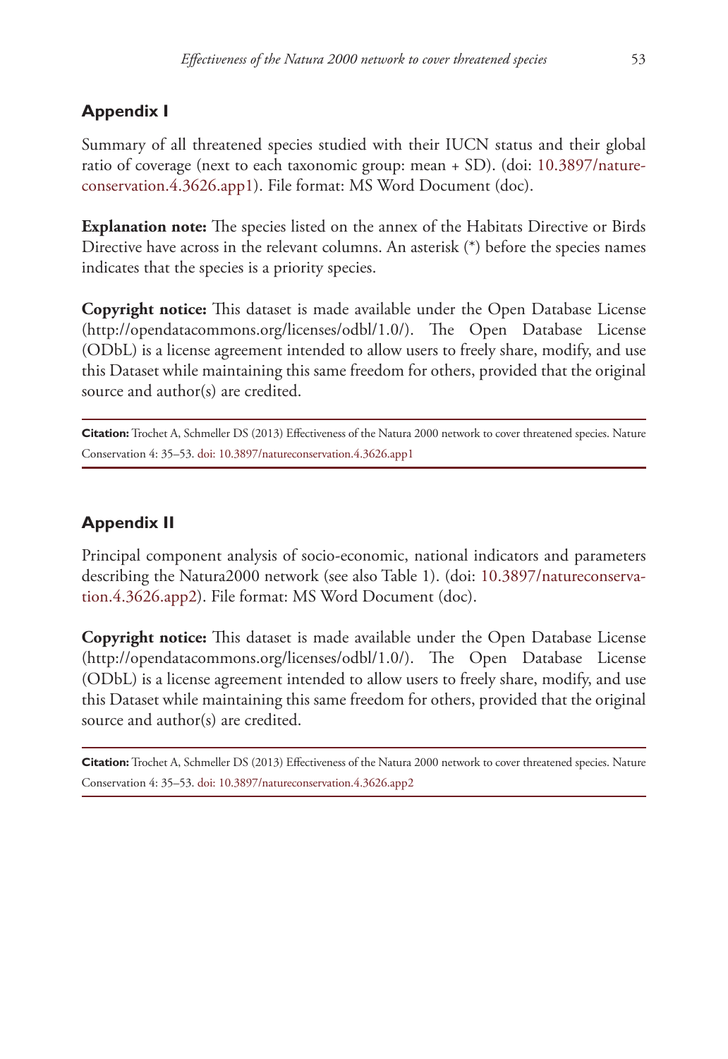## Appendix I

Summary of all threatened species studied with their IUCN status and their global ratio of coverage (next to each taxonomic group: mean + SD). (doi: 10.3897/natureconservation.4.3626.app1). File format: MS Word Document (doc).

**Explanation note:** The species listed on the annex of the Habitats Directive or Birds Directive have across in the relevant columns. An asterisk (*) before the species names indicates that the species is a priority species.

**Copyright notice:** This dataset is made available under the Open Database License (http://opendatacommons.org/licenses/odbl/1.0/). The Open Database License (ODbL) is a license agreement intended to allow users to freely share, modify, and use this Dataset while maintaining this same freedom for others, provided that the original source and author(s) are credited.

**Citation:** Trochet A, Schmeller DS (2013) Effectiveness of the Natura 2000 network to cover threatened species. Nature Conservation 4: 35–53. doi: 10.3897/natureconservation.4.3626.app1

## Appendix II

Principal component analysis of socio-economic, national indicators and parameters describing the Natura2000 network (see also Table 1). (doi: 10.3897/natureconservation.4.3626.app2). File format: MS Word Document (doc).

**Copyright notice:** This dataset is made available under the Open Database License (http://opendatacommons.org/licenses/odbl/1.0/). The Open Database License (ODbL) is a license agreement intended to allow users to freely share, modify, and use this Dataset while maintaining this same freedom for others, provided that the original source and author(s) are credited.

**Citation:** Trochet A, Schmeller DS (2013) Effectiveness of the Natura 2000 network to cover threatened species. Nature Conservation 4: 35–53. doi: 10.3897/natureconservation.4.3626.app2